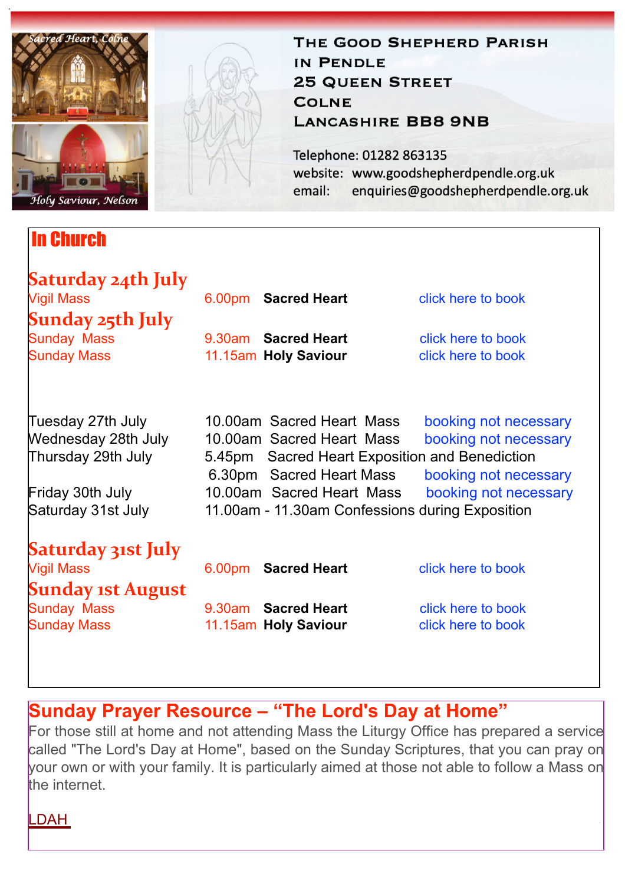Sacred Heart, Colne

Holy Saviour, Nelson

# The Good Shepherd Parish in Pendle

25 Queen Street
Colne
Lancashire BB8 9NB

Telephone: 01282 863135
website: www.goodshepherdpendle.org.uk
email: enquiries@goodshepherdpendle.org.uk

## In Church

### Saturday 24th July

| | | | |
|---|---|---|---|
| Vigil Mass | 6.00pm | **Sacred Heart** | click here to book |

### Sunday 25th July

| | | | |
|---|---|---|---|
| Sunday Mass | 9.30am | **Sacred Heart** | click here to book |
| Sunday Mass | 11.15am | **Holy Saviour** | click here to book |

| | | |
|---|---|---|
| Tuesday 27th July | 10.00am Sacred Heart Mass | booking not necessary |
| Wednesday 28th July | 10.00am Sacred Heart Mass | booking not necessary |
| Thursday 29th July | 5.45pm Sacred Heart Exposition and Benediction | |
| | 6.30pm Sacred Heart Mass | booking not necessary |
| Friday 30th July | 10.00am Sacred Heart Mass | booking not necessary |
| Saturday 31st July | 11.00am - 11.30am Confessions during Exposition | |

### Saturday 31st July

| | | | |
|---|---|---|---|
| Vigil Mass | 6.00pm | **Sacred Heart** | click here to book |

### Sunday 1st August

| | | | |
|---|---|---|---|
| Sunday Mass | 9.30am | **Sacred Heart** | click here to book |
| Sunday Mass | 11.15am | **Holy Saviour** | click here to book |

## Sunday Prayer Resource – "The Lord's Day at Home"

For those still at home and not attending Mass the Liturgy Office has prepared a service called "The Lord's Day at Home", based on the Sunday Scriptures, that you can pray on your own or with your family. It is particularly aimed at those not able to follow a Mass on the internet.

LDAH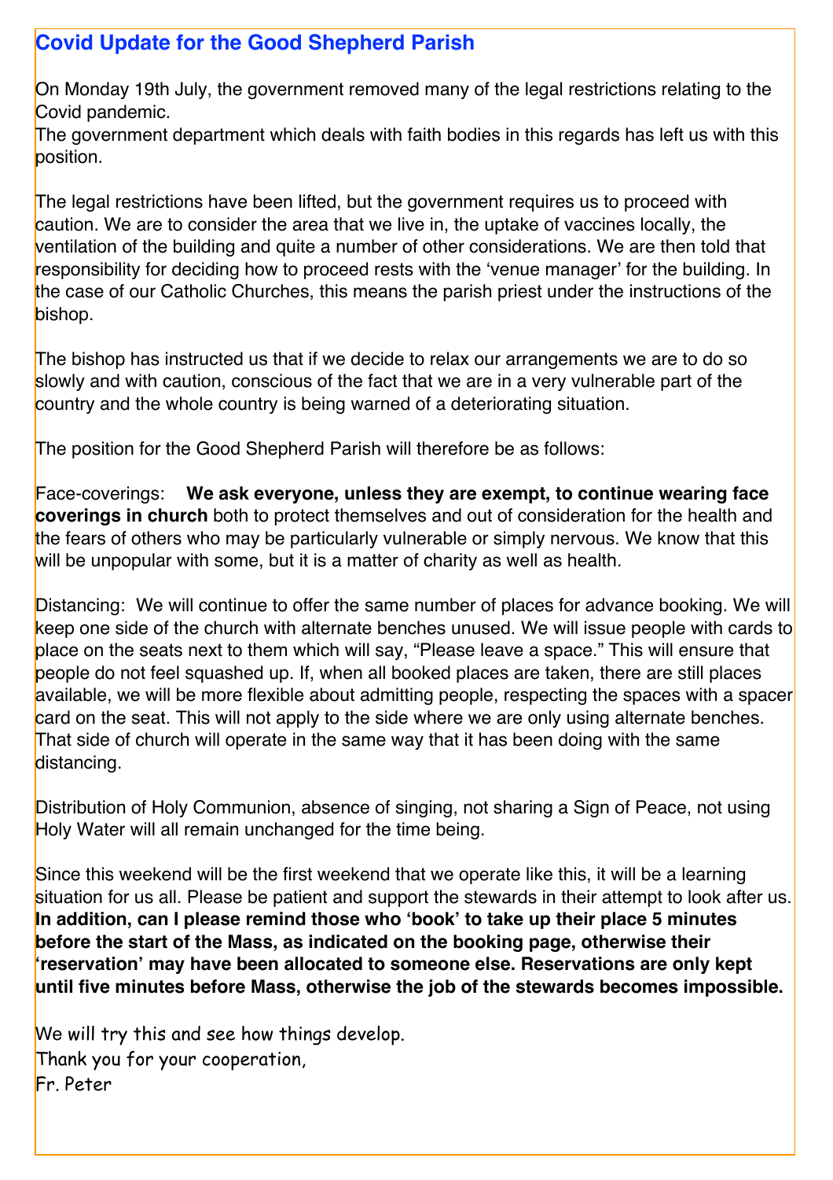## Covid Update for the Good Shepherd Parish

On Monday 19th July, the government removed many of the legal restrictions relating to the Covid pandemic.
The government department which deals with faith bodies in this regards has left us with this position.

The legal restrictions have been lifted, but the government requires us to proceed with caution. We are to consider the area that we live in, the uptake of vaccines locally, the ventilation of the building and quite a number of other considerations. We are then told that responsibility for deciding how to proceed rests with the 'venue manager' for the building. In the case of our Catholic Churches, this means the parish priest under the instructions of the bishop.

The bishop has instructed us that if we decide to relax our arrangements we are to do so slowly and with caution, conscious of the fact that we are in a very vulnerable part of the country and the whole country is being warned of a deteriorating situation.

The position for the Good Shepherd Parish will therefore be as follows:

Face-coverings: **We ask everyone, unless they are exempt, to continue wearing face coverings in church** both to protect themselves and out of consideration for the health and the fears of others who may be particularly vulnerable or simply nervous. We know that this will be unpopular with some, but it is a matter of charity as well as health.

Distancing: We will continue to offer the same number of places for advance booking. We will keep one side of the church with alternate benches unused. We will issue people with cards to place on the seats next to them which will say, "Please leave a space." This will ensure that people do not feel squashed up. If, when all booked places are taken, there are still places available, we will be more flexible about admitting people, respecting the spaces with a spacer card on the seat. This will not apply to the side where we are only using alternate benches. That side of church will operate in the same way that it has been doing with the same distancing.

Distribution of Holy Communion, absence of singing, not sharing a Sign of Peace, not using Holy Water will all remain unchanged for the time being.

Since this weekend will be the first weekend that we operate like this, it will be a learning situation for us all. Please be patient and support the stewards in their attempt to look after us. **In addition, can I please remind those who 'book' to take up their place 5 minutes before the start of the Mass, as indicated on the booking page, otherwise their 'reservation' may have been allocated to someone else. Reservations are only kept until five minutes before Mass, otherwise the job of the stewards becomes impossible.**

We will try this and see how things develop.
Thank you for your cooperation,
Fr. Peter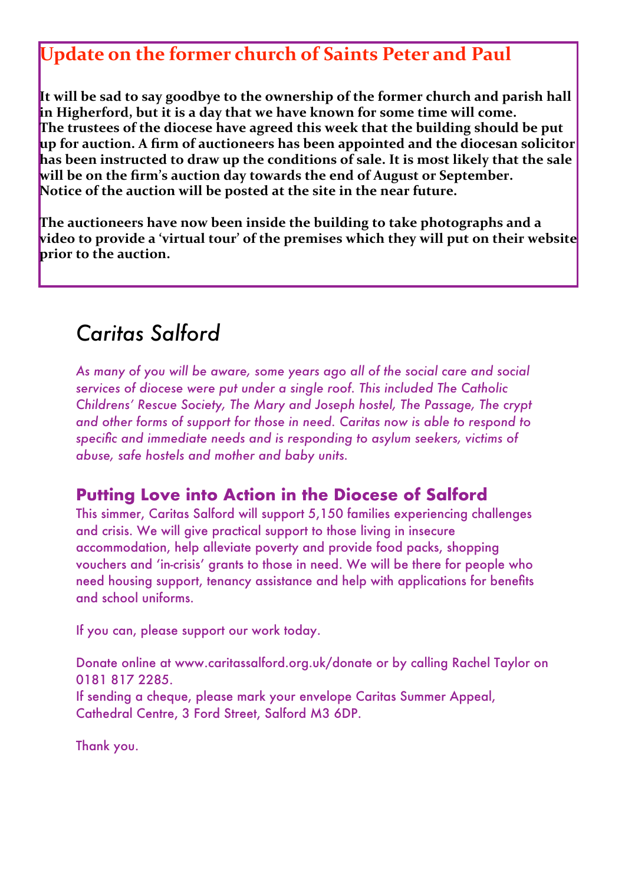## Update on the former church of Saints Peter and Paul

**It will be sad to say goodbye to the ownership of the former church and parish hall in Higherford, but it is a day that we have known for some time will come. The trustees of the diocese have agreed this week that the building should be put up for auction. A firm of auctioneers has been appointed and the diocesan solicitor has been instructed to draw up the conditions of sale. It is most likely that the sale will be on the firm's auction day towards the end of August or September. Notice of the auction will be posted at the site in the near future.**

**The auctioneers have now been inside the building to take photographs and a video to provide a 'virtual tour' of the premises which they will put on their website prior to the auction.**

# *Caritas Salford*

*As many of you will be aware, some years ago all of the social care and social services of diocese were put under a single roof. This included The Catholic Childrens' Rescue Society, The Mary and Joseph hostel, The Passage, The crypt and other forms of support for those in need. Caritas now is able to respond to specific and immediate needs and is responding to asylum seekers, victims of abuse, safe hostels and mother and baby units.*

### Putting Love into Action in the Diocese of Salford

This simmer, Caritas Salford will support 5,150 families experiencing challenges and crisis. We will give practical support to those living in insecure accommodation, help alleviate poverty and provide food packs, shopping vouchers and 'in-crisis' grants to those in need. We will be there for people who need housing support, tenancy assistance and help with applications for benefits and school uniforms.

If you can, please support our work today.

Donate online at www.caritassalford.org.uk/donate or by calling Rachel Taylor on 0181 817 2285.
If sending a cheque, please mark your envelope Caritas Summer Appeal, Cathedral Centre, 3 Ford Street, Salford M3 6DP.

Thank you.